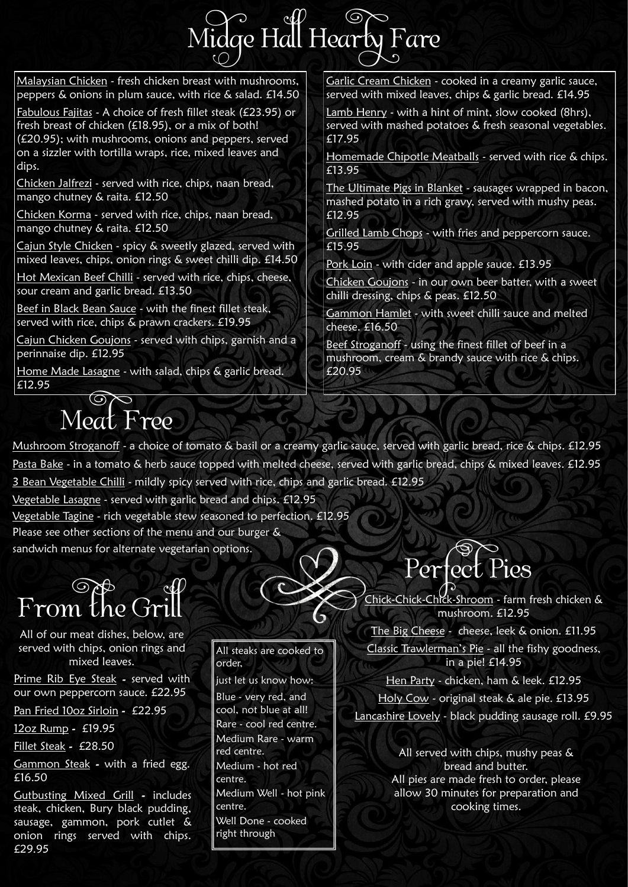# Midge Hall Hearty Fare

Malaysian Chicken - fresh chicken breast with mushrooms, peppers & onions in plum sauce, with rice & salad. £14.50

Fabulous Fajitas - A choice of fresh fillet steak (£23.95) or fresh breast of chicken (£18.95), or a mix of both! (£20.95); with mushrooms, onions and peppers, served on a sizzler with tortilla wraps, rice, mixed leaves and dips.

Chicken Jalfrezi - served with rice, chips, naan bread, mango chutney & raita. £12.50

Chicken Korma - served with rice, chips, naan bread, mango chutney & raita. £12.50

Cajun Style Chicken - spicy & sweetly glazed, served with mixed leaves, chips, onion rings & sweet chilli dip. £14.50

Hot Mexican Beef Chilli - served with rice, chips, cheese, sour cream and garlic bread. £13.50

Beef in Black Bean Sauce - with the finest fillet steak, served with rice, chips & prawn crackers. £19.95

Cajun Chicken Goujons - served with chips, garnish and a perinnaise dip. £12.95

Home Made Lasagne - with salad, chips & garlic bread. £12.95

Garlic Cream Chicken - cooked in a creamy garlic sauce, served with mixed leaves, chips & garlic bread. £14.95

Lamb Henry - with a hint of mint, slow cooked (8hrs), served with mashed potatoes & fresh seasonal vegetables. £17.95

Homemade Chipotle Meatballs - served with rice & chips. £13.95

The Ultimate Pigs in Blanket - sausages wrapped in bacon, mashed potato in a rich gravy, served with mushy peas. £12.95

Grilled Lamb Chops - with fries and peppercorn sauce. £15.95

Pork Loin - with cider and apple sauce. £13.95

Chicken Goujons - in our own beer batter, with a sweet chilli dressing, chips & peas. £12.50

Gammon Hamlet - with sweet chilli sauce and melted cheese. £16.50

Beef Stroganoff - using the finest fillet of beef in a mushroom, cream & brandy sauce with rice & chips. £20.95

# Meat Free

Mushroom Stroganoff - a choice of tomato & basil or a creamy garlic sauce, served with garlic bread, rice & chips. £12.95

Pasta Bake - in a tomato & herb sauce topped with melted cheese, served with garlic bread, chips & mixed leaves. £12.95

3 Bean Vegetable Chilli - mildly spicy served with rice, chips and garlic bread. £12.95

Vegetable Lasagne - served with garlic bread and chips. £12.95

Vegetable Tagine - rich vegetable stew seasoned to perfection. £12.95

Please see other sections of the menu and our burger & sandwich menus for alternate vegetarian options.

# From the Grill

All of our meat dishes, below, are served with chips, onion rings and mixed leaves.

Prime Rib Eye Steak - served with our own peppercorn sauce. £22.95

Pan Fried 10oz Sirloin - £22.95

12oz Rump - £19.95

Fillet Steak - £28.50

Gammon Steak - with a fried egg. £16.50

Gutbusting Mixed Grill - includes steak, chicken, Bury black pudding, sausage, gammon, pork cutlet & onion rings served with chips. £29.95

All steaks are cooked to order, just let us know how:

Blue - very red, and cool, not blue at all!

Rare - cool red centre.

Medium Rare - warm red centre.

Medium - hot red centre.

Medium Well - hot pink centre.

Well Done - cooked right through

# Perfect Pies

Chick-Chick-Chick-Shroom - farm fresh chicken & mushroom. £12.95

The Big Cheese - cheese, leek & onion. £11.95

Classic Trawlerman's Pie - all the fishy goodness, in a pie! £14.95

Hen Party - chicken, ham & leek. £12.95

Holy Cow - original steak & ale pie. £13.95

Lancashire Lovely - black pudding sausage roll. £9.95

All served with chips, mushy peas & bread and butter.
All pies are made fresh to order, please allow 30 minutes for preparation and cooking times.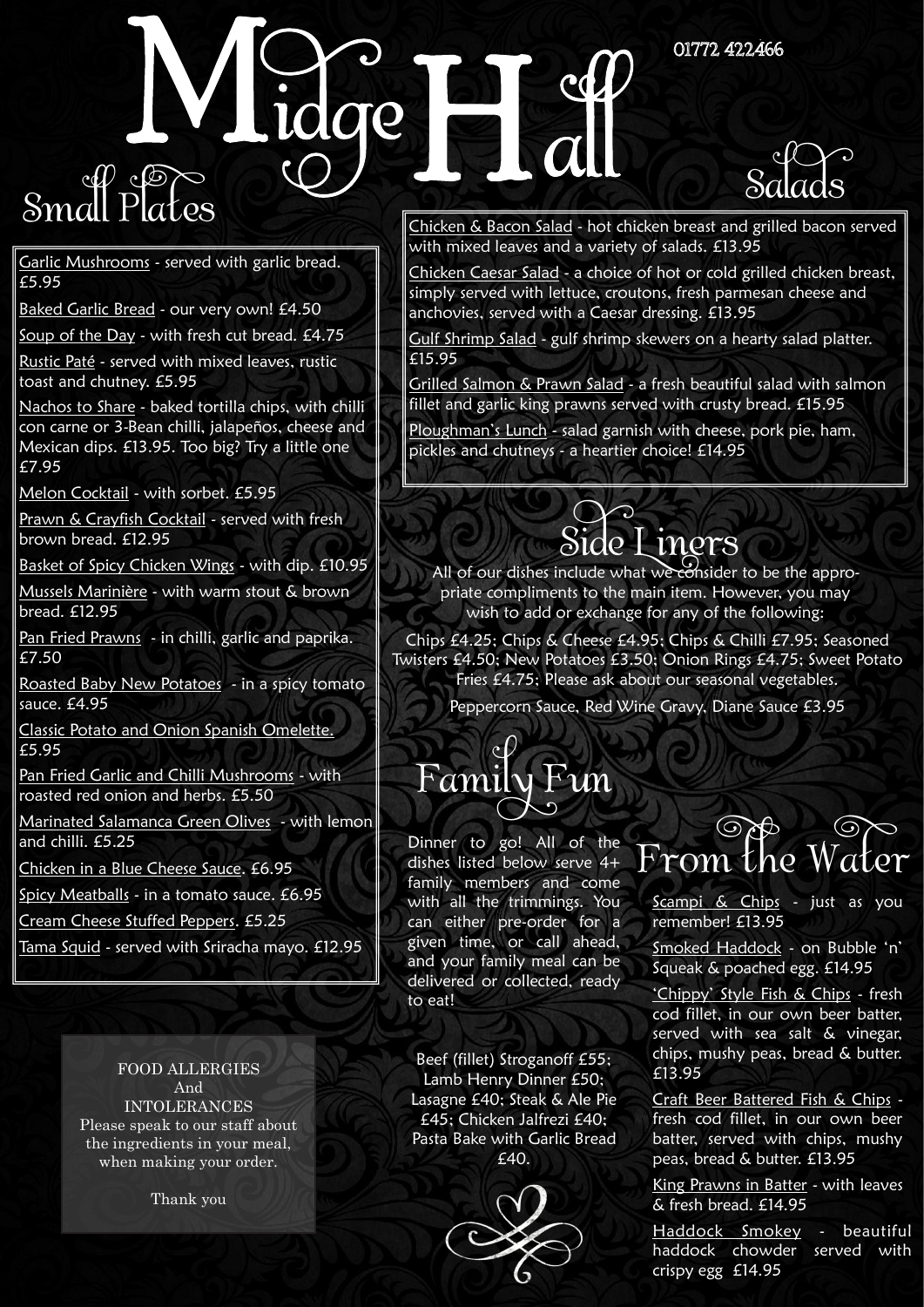# Midge Hall

01772 422466

## Small Plates

Garlic Mushrooms - served with garlic bread. £5.95

Baked Garlic Bread - our very own! £4.50

Soup of the Day - with fresh cut bread. £4.75

Rustic Paté - served with mixed leaves, rustic toast and chutney. £5.95

Nachos to Share - baked tortilla chips, with chilli con carne or 3-Bean chilli, jalapeños, cheese and Mexican dips. £13.95. Too big? Try a little one £7.95

Melon Cocktail - with sorbet. £5.95

Prawn & Crayfish Cocktail - served with fresh brown bread. £12.95

Basket of Spicy Chicken Wings - with dip. £10.95

Mussels Marinière - with warm stout & brown bread. £12.95

Pan Fried Prawns - in chilli, garlic and paprika. £7.50

Roasted Baby New Potatoes - in a spicy tomato sauce. £4.95

Classic Potato and Onion Spanish Omelette. £5.95

Pan Fried Garlic and Chilli Mushrooms - with roasted red onion and herbs. £5.50

Marinated Salamanca Green Olives - with lemon and chilli. £5.25

Chicken in a Blue Cheese Sauce. £6.95

Spicy Meatballs - in a tomato sauce. £6.95

Cream Cheese Stuffed Peppers. £5.25

Tama Squid - served with Sriracha mayo. £12.95

FOOD ALLERGIES
And
INTOLERANCES
Please speak to our staff about the ingredients in your meal, when making your order.

Thank you

## Salads

Chicken & Bacon Salad - hot chicken breast and grilled bacon served with mixed leaves and a variety of salads. £13.95

Chicken Caesar Salad - a choice of hot or cold grilled chicken breast, simply served with lettuce, croutons, fresh parmesan cheese and anchovies, served with a Caesar dressing. £13.95

Gulf Shrimp Salad - gulf shrimp skewers on a hearty salad platter. £15.95

Grilled Salmon & Prawn Salad - a fresh beautiful salad with salmon fillet and garlic king prawns served with crusty bread. £15.95

Ploughman's Lunch - salad garnish with cheese, pork pie, ham, pickles and chutneys - a heartier choice! £14.95

## Side Liners

All of our dishes include what we consider to be the appropriate compliments to the main item. However, you may wish to add or exchange for any of the following:

Chips £4.25; Chips & Cheese £4.95; Chips & Chilli £7.95; Seasoned Twisters £4.50; New Potatoes £3.50; Onion Rings £4.75; Sweet Potato Fries £4.75; Please ask about our seasonal vegetables.

Peppercorn Sauce, Red Wine Gravy, Diane Sauce £3.95

## Family Fun

Dinner to go! All of the dishes listed below serve 4+ family members and come with all the trimmings. You can either pre-order for a given time, or call ahead, and your family meal can be delivered or collected, ready to eat!

Beef (fillet) Stroganoff £55; Lamb Henry Dinner £50; Lasagne £40; Steak & Ale Pie £45; Chicken Jalfrezi £40; Pasta Bake with Garlic Bread £40.

## From the Water

Scampi & Chips - just as you remember! £13.95

Smoked Haddock - on Bubble 'n' Squeak & poached egg. £14.95

'Chippy' Style Fish & Chips - fresh cod fillet, in our own beer batter, served with sea salt & vinegar, chips, mushy peas, bread & butter. £13.95

Craft Beer Battered Fish & Chips - fresh cod fillet, in our own beer batter, served with chips, mushy peas, bread & butter. £13.95

King Prawns in Batter - with leaves & fresh bread. £14.95

Haddock Smokey - beautiful haddock chowder served with crispy egg £14.95